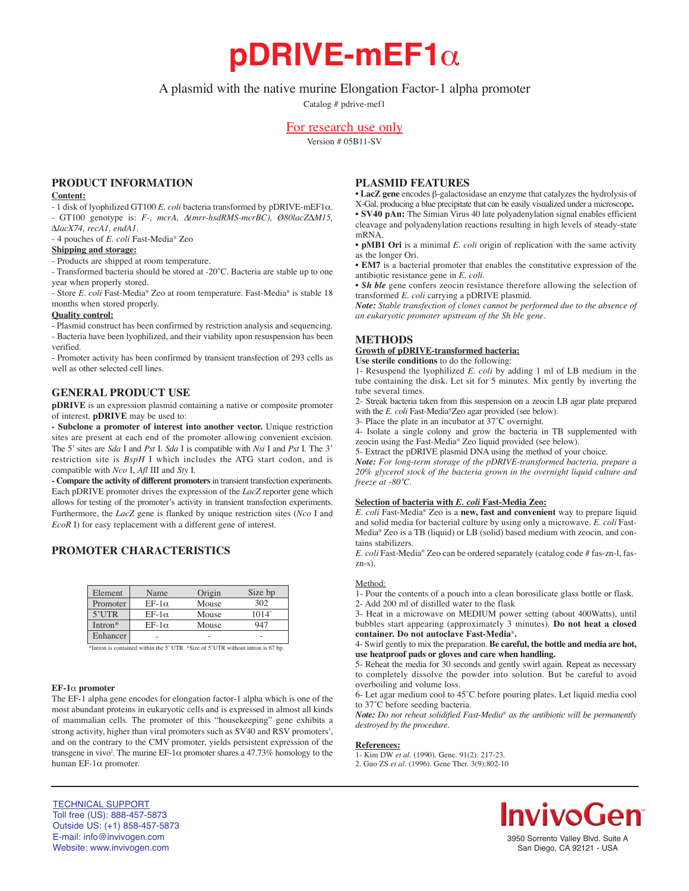# pDRIVE-mEF1α

A plasmid with the native murine Elongation Factor-1 alpha promoter

Catalog # pdrive-mef1

For research use only

Version # 05B11-SV

## PRODUCT INFORMATION

**Content:**

- 1 disk of lyophilized GT100 *E. coli* bacteria transformed by pDRIVE-mEF1α.
- GT100 genotype is: *F-, mcrA, Δ(mrr-hsdRMS-mcrBC), Ø80lacZΔM15, ΔlacX74, recA1, endA1*.
- 4 pouches of *E. coli* Fast-Media® Zeo

**Shipping and storage:**

- Products are shipped at room temperature.
- Transformed bacteria should be stored at -20˚C. Bacteria are stable up to one year when properly stored.
- Store *E. coli* Fast-Media® Zeo at room temperature. Fast-Media® is stable 18 months when stored properly.

**Quality control:**

- Plasmid construct has been confirmed by restriction analysis and sequencing.
- Bacteria have been lyophilized, and their viability upon resuspension has been verified.
- Promoter activity has been confirmed by transient transfection of 293 cells as well as other selected cell lines.

## GENERAL PRODUCT USE

**pDRIVE** is an expression plasmid containing a native or composite promoter of interest. **pDRIVE** may be used to:

**- Subclone a promoter of interest into another vector.** Unique restriction sites are present at each end of the promoter allowing convenient excision. The 5' sites are *Sda* I and *Pst* I. *Sda* I is compatible with *Nsi* I and *Pst* I. The 3' restriction site is *BspH* I which includes the ATG start codon, and is compatible with *Nco* I, *Afl* III and *Sty* I.

**- Compare the activity of different promoters** in transient transfection experiments. Each pDRIVE promoter drives the expression of the *LacZ* reporter gene which allows for testing of the promoter's activity in transient transfection experiments. Furthermore, the *LacZ* gene is flanked by unique restriction sites (*Nco* I and *EcoR* I) for easy replacement with a different gene of interest.

## PROMOTER CHARACTERISTICS

| Element | Name | Origin | Size bp |
|---|---|---|---|
| Promoter | EF-1α | Mouse | 302 |
| 5'UTR | EF-1α | Mouse | 1014^ |
| Intron* | EF-1α | Mouse | 947 |
| Enhancer | - | - | - |

*Intron is contained within the 5' UTR. ^Size of 5'UTR without intron is 67 bp.

### EF-1α promoter

The EF-1 alpha gene encodes for elongation factor-1 alpha which is one of the most abundant proteins in eukaryotic cells and is expressed in almost all kinds of mammalian cells. The promoter of this "housekeeping" gene exhibits a strong activity, higher than viral promoters such as SV40 and RSV promoters[1], and on the contrary to the CMV promoter, yields persistent expression of the transgene in vivo[2]. The murine EF-1α promoter shares a 47.73% homology to the human EF-1α promoter.

## PLASMID FEATURES

- **LacZ gene** encodes β-galactosidase an enzyme that catalyzes the hydrolysis of X-Gal, producing a blue precipitate that can be easily visualized under a microscope**.**
- **SV40 pAn:** The Simian Virus 40 late polyadenylation signal enables efficient cleavage and polyadenylation reactions resulting in high levels of steady-state mRNA.
- **pMB1 Ori** is a minimal *E. coli* origin of replication with the same activity as the longer Ori.
- **EM7** is a bacterial promoter that enables the constitutive expression of the antibiotic resistance gene in *E. coli*.
- ***Sh ble*** gene confers zeocin resistance therefore allowing the selection of transformed *E. coli* carrying a pDRIVE plasmid.

***Note:*** *Stable transfection of clones cannot be performed due to the absence of an eukaryotic promoter upstream of the Sh ble gene.*

## METHODS

**Growth of pDRIVE-transformed bacteria:**

**Use sterile conditions** to do the following:

1- Resuspend the lyophilized *E. coli* by adding 1 ml of LB medium in the tube containing the disk. Let sit for 5 minutes. Mix gently by inverting the tube several times.

2- Streak bacteria taken from this suspension on a zeocin LB agar plate prepared with the *E. coli* Fast-Media®Zeo agar provided (see below).

3- Place the plate in an incubator at 37˚C overnight.

4- Isolate a single colony and grow the bacteria in TB supplemented with zeocin using the Fast-Media® Zeo liquid provided (see below).

5- Extract the pDRIVE plasmid DNA using the method of your choice.

***Note:*** *For long-term storage of the pDRIVE-transformed bacteria, prepare a 20% glycerol stock of the bacteria grown in the overnight liquid culture and freeze at -80˚C.*

**Selection of bacteria with *E. coli* Fast-Media Zeo:**

*E. coli* Fast-Media® Zeo is a **new, fast and convenient** way to prepare liquid and solid media for bacterial culture by using only a microwave. *E. coli* Fast-Media® Zeo is a TB (liquid) or LB (solid) based medium with zeocin, and contains stabilizers.

*E. coli* Fast-Media® Zeo can be ordered separately (catalog code # fas-zn-l, fas-zn-s).

Method:

1- Pour the contents of a pouch into a clean borosilicate glass bottle or flask.

2- Add 200 ml of distilled water to the flask

3- Heat in a microwave on MEDIUM power setting (about 400Watts), until bubbles start appearing (approximately 3 minutes). **Do not heat a closed container. Do not autoclave Fast-Media®.**

4- Swirl gently to mix the preparation. **Be careful, the bottle and media are hot, use heatproof pads or gloves and care when handling.**

5- Reheat the media for 30 seconds and gently swirl again. Repeat as necessary to completely dissolve the powder into solution. But be careful to avoid overboiling and volume loss.

6- Let agar medium cool to 45˚C before pouring plates. Let liquid media cool to 37˚C before seeding bacteria.

***Note:*** *Do not reheat solidified Fast-Media® as the antibiotic will be permanently destroyed by the procedure.*

**References:**

1- Kim DW *et al*. (1990). Gene. 91(2): 217-23.
2. Guo ZS *et al*. (1996). Gene Ther. 3(9):802-10

TECHNICAL SUPPORT
Toll free (US): 888-457-5873
Outside US: (+1) 858-457-5873
E-mail: info@invivogen.com
Website: www.invivogen.com

InvivoGen
3950 Sorrento Valley Blvd. Suite A
San Diego, CA 92121 - USA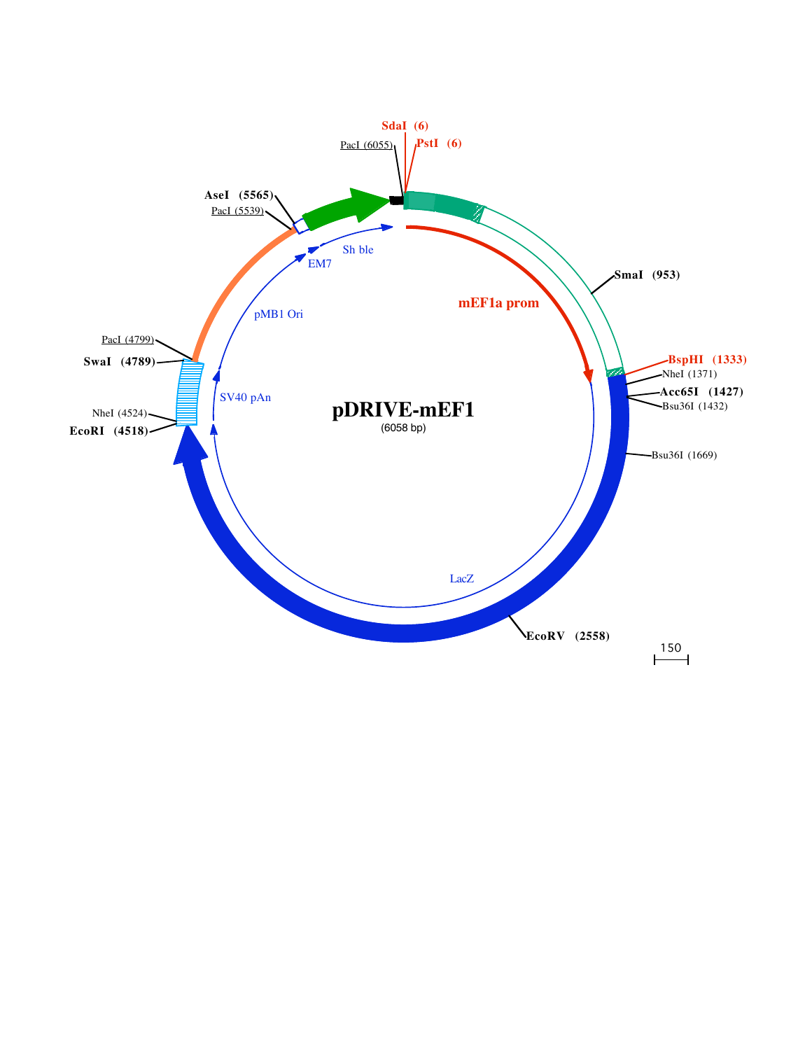# pDRIVE-mEF1

(6058 bp)

- SdaI (6)
- PstI (6)
- PacI (6055)
- AseI (5565)
- PacI (5539)
- SmaI (953)
- BspHI (1333)
- NheI (1371)
- Acc65I (1427)
- Bsu36I (1432)
- Bsu36I (1669)
- EcoRV (2558)
- EcoRI (4518)
- NheI (4524)
- SwaI (4789)
- PacI (4799)

Features: mEF1a prom, LacZ, SV40 pAn, pMB1 Ori, EM7, Sh ble

150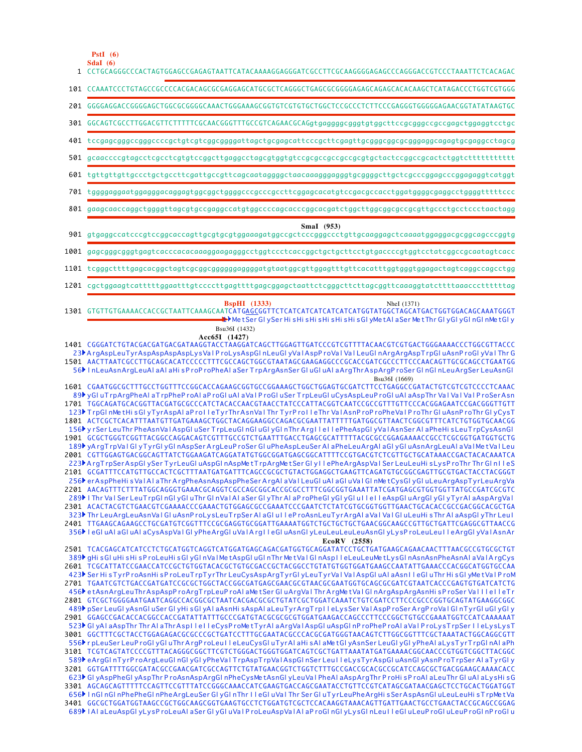```
           PstI (6)
           SdaI (6)
   1 CCTGCAGGGCCCACTAGTGGAGCCGAGAGTAATTCATACAAAAGGAGGGATCGCCTTCGCAAGGGGAGAGCCCAGGGACCGTCCCTAAATTCTCACAGAC

 101 CCAAATCCCTGTAGCCGCCCCACGACAGCGCGAGGAGCATGCGCTCAGGGCTGAGCGCGGGGAGAGCAGAGCACACAAGCTCATAGACCCTGGTCGTGGG

 201 GGGGAGGACCGGGGAGCTGGCGCGGGGCAAACTGGGAAAGCGGTGTCGTGTGCTGGCTCCGCCCTCTTCCCGAGGGTGGGGGAGAACGGTATATAAGTGC

 301 GGCAGTCGCCTTGGACGTTCTTTTTCGCAACGGGTTTGCCGTCAGAACGCAGgtgaggggcgggtgtggcttccgcgggccgccgagctggaggtcctgc

 401 tccgagcgggccgggccccgctgtcgtcggcggggattagctgcgagcattcccgcttcgagttgcgggcggcgcgggaggcagagtgcgaggcctagcg

 501 gcaaccccgtagcctcgcctcgtgtccggcttgaggcctagcgtggtgtccgcgccgccgcgcgtgctactccggccgcactctggtcttttttttttt

 601 tgttgttgtgccctgctgccttcgattgccgttcagcaataggggctaacaaagggagggtgcggggcttgctcgcccggagcccggagaggtcatggt

 701 tggggaggaatggagggacaggagtggcggctggggcccgcccgccttcggagcacatgtccgacgccacctggatggggcgaggcctggggtttttccc

 801 gaagcaaccaggctggggttagcgtgccgaggccatgtggccccagcacccggcacgatctggcttggcggcgccgcgttgccctgcctccctaactagg

                                                            SmaI (953)
 901 gtgaggccatcccgtccggcaccagttgcgtgcgtggaaagatggccgctcccgggccctgttgcaaggagctcaaaatggaggacgcggcagcccggtg

1001 gagcgggcgggtgagtcacccacacaaaggaagagggcctggtccctcaccggctgctgcttcctgtgaccccgtggtcctatcggccgcaatagtcacc

1101 tcgggcttttgagcacggctagtcgcggcgggggggaggggatgtaatggcgttggagtttgttcacatttggtgggtggagactagtcaggccagcctgg

1201 cgctggaagtcatttttggaatttgtccccttgagttttgagcggagctaattctcgggcttcttagcggttcaaaggtatcttttaaaccctttttag

                                   BspHI (1333)                          NheI (1371)
1301 GTGTTGTGAAAACCACCGCTAATTCAAAGCAATCATGAGCGGTTCTCATCATCATCATCATCATGGTATGGCTAGCATGACTGGTGGACAGCAAATGGGT
   1▸                                    MetSerGlySerHisHisHisHisHisHisGlyMetAlaSerMetThrGlyGlyGlnGlnMetGly
                                          Bsu36I (1432)
                                   Acc65I (1427)
1401 CGGGATCTGTACGACGATGACGATAAGGTACCTAAGGATCAGCTTGGAGTTGATCCCGTCGTTTTACAACGTCGTGACTGGGAAAACCCTGGCGTTACCC
  23▸ArgAspLeuTyrAspAspAspAspLysValProLysAspGlnLeuGlyValAspProValValLeuGlnArgArgAspTrpGluAsnProGlyValThrG
1501 AACTTAATCGCCTTGCAGCACATCCCCCTTTCGCCAGCTGGCGTAATAGCGAAGAGGCCCGCACCGATCGCCCTTCCCAACAGTTGCGCAGCCTGAATGG
  56▸lnLeuAsnArgLeuAlaAlaHisProProPheAlaSerTrpArgAsnSerGluGluAlaArgThrAspArgProSerGlnGlnLeuArgSerLeuAsnGl
                                                                               Bsu36I (1669)
1601 CGAATGGCGCTTTGCCTGGTTTCCGGCACCAGAAGCGGTGCCGGAAAGCTGGCTGGAGTGCGATCTTCCTGAGGCCGATACTGTCGTCGTCCCCTCAAAC
  89▸yGluTrpArgPheAlaTrpPheProAlaProGluAlaValProGluSerTrpLeuGluCysAspLeuProGluAlaAspThrValValValProSerAsn
1701 TGGCAGATGCACGGTTACGATGCGCCCATCTACACCAACGTAACCTATCCCATTACGGTCAATCCGCCGTTTGTTCCCACGGAGAATCCGACGGGTTGTT
 123▸TrpGlnMetHisGlyTyrAspAlaProIleTyrThrAsnValThrTyrProIleThrValAsnProProPheValProThrGluAsnProThrGlyCysT
1801 ACTCGCTCACATTTAATGTTGATGAAAGCTGGCTACAGGAAGGCCAGACGCGAATTATTTTTGATGGCGTTAACTCGGCGTTTCATCTGTGGTGCAACGG
 156▸yrSerLeuThrPheAsnValAspGluSerTrpLeuGlnGluGlyGlnThrArgIleIlePheAspGlyValAsnSerAlaPheHisLeuTrpCysAsnGl
1901 GCGCTGGGTCGGTTACGGCCAGGACAGTCGTTTGCCGTCTGAATTTGACCTGAGCGCATTTTTACGCGCCGGAGAAAACCGCCTCGCGGTGATGGTGCTG
 189▸yArgTrpValGlyTyrGlyGlnAspSerArgLeuProSerGluPheAspLeuSerAlaPheLeuArgAlaGlyGluAsnArgLeuAlaValMetValLeu
2001 CGTTGGAGTGACGGCAGTTATCTGGAAGATCAGGATATGTGGCGGATGAGCGGCATTTTCCGTGACGTCTCGTTGCTGCATAAACCGACTACACAAATCA
 223▸ArgTrpSerAspGlySerTyrLeuGluAspGlnAspMetTrpArgMetSerGlyIlePheArgAspValSerLeuLeuHisLysProThrThrGlnIleS
2101 GCGATTTCCATGTTGCCACTCGCTTTAATGATGATTTCAGCCGCGCTGTACTGGAGGCTGAAGTTCAGATGTGCGGCGAGTTGCGTGACTACCTACGGGT
 256▸erAspPheHisValAlaThrArgPheAsnAspAspPheSerArgAlaValLeuGluAlaGluValGlnMetCysGlyGluLeuArgAspTyrLeuArgVa
2201 AACAGTTTCTTTATGGCAGGGTGAAACGCAGGTCGCCAGCGGCACCGCGCCTTTCGGCGGTGAAATTATCGATGAGCGTGGTGGTTATGCCGATCGCGTC
 289▸lThrValSerLeuTrpGlnGlyGluThrGlnValAlaSerGlyThrAlaProPheGlyGlyGluIleIleAspGluArgGlyGlyTyrAlaAspArgVal
2301 ACACTACGTCTGAACGTCGAAAACCCGAAACTGTGGAGCGCCGAAATCCCGAATCTCTATCGTGCGGTGGTTGAACTGCACACCGCCGACGGCACGCTGA
 323▸ThrLeuArgLeuAsnValGluAsnProLysLeuTrpSerAlaGluIleProAsnLeuTyrArgAlaValValGluLeuHisThrAlaAspGlyThrLeuI
2401 TTGAAGCAGAAGCCTGCGATGTCGGTTTCCGCGAGGTGCGGATTGAAAATGGTCTGCTGCTGCTGAACGGCAAGCCGTTGCTGATTCGAGGCGTTAACCG
 356▸leGluAlaGluAlaCysAspValGlyPheArgGluValArgIleGluAsnGlyLeuLeuLeuLeuAsnGlyLysProLeuLeuIleArgGlyValAsnAr
                                                                       EcoRV (2558)
2501 TCACGAGCATCATCCTCTGCATGGTCAGGTCATGGATGAGCAGACGATGGTGCAGGATATCCTGCTGATGAAGCAGAACAACTTTAACGCCGTGCGCTGT
 389▸gHisGluHisHisProLeuHisGlyGlnValMetAspGluGlnThrMetValGlnAspIleLeuLeuMetLysGlnAsnAsnPheAsnAlaValArgCys
2601 TCGCATTATCCGAACCATCCGCTGTGGTACACGCTGTGCGACCGCTACGGCCTGTATGTGGTGGATGAAGCCAATATTGAAACCCACGGCATGGTGCCAA
 423▸SerHisTyrProAsnHisProLeuTrpTyrThrLeuCysAspArgTyrGlyLeuTyrValValAspGluAlaAsnIleGluThrHisGlyMetValProM
2701 TGAATCGTCTGACCGATGATCCGCGCTGGCTACCGGCGATGAGCGAACGCGTAACGCGAATGGTGCAGCGCGATCGTAATCACCCGAGTGTGATCATCTG
 456▸etAsnArgLeuThrAspAspProArgTrpLeuProAlaMetSerGluArgValThrArgMetValGlnArgAspArgAsnHisProSerValIleIleTr
2801 GTCGCTGGGGAATGAATCAGGCCACGGCGCTAATCACGACGCGCTGTATCGCTGGATCAAATCTGTCGATCCTTCCCGCCCGGTGCAGTATGAAGGCGGC
 489▸pSerLeuGlyAsnGluSerGlyHisGlyAlaAsnHisAspAlaLeuTyrArgTrpIleLysSerValAspProSerArgProValGlnTyrGluGlyGly
2901 GGAGCCGACACCACGGCCACCGATATTATTTGCCCGATGTACGCGCGCGTGGATGAAGACCAGCCCTTCCCGGCTGTGCCGAAATGGTCCATCAAAAAAT
 523▸GlyAlaAspThrThrAlaThrAspIleIleCysProMetTyrAlaArgValAspGluAspGlnProPheProAlaValProLysTrpSerIleLysLysT
3001 GGCTTTCGCTACCTGGAGAGACGCGCCCGCTGATCCTTTGCGAATACGCCCACGCGATGGGTAACAGTCTTGGCGGTTTCGCTAAATACTGGCAGGCGTT
 556▸rpLeuSerLeuProGlyGluThrArgProLeuIleLeuCysGluTyrAlaHisAlaMetGlyAsnSerLeuGlyGlyPheAlaLysTyrTrpGlnAlaPh
3101 TCGTCAGTATCCCCGTTTACAGGGCGGCTTCGTCTGGGACTGGGTGGATCAGTCGCTGATTAAATATGATGAAAACGGCAACCCGTGGTCGGCTTACGGC
 589▸eArgGlnTyrProArgLeuGlnGlyGlyPheValTrpAspTrpValAspGlnSerLeuIleLysTyrAspGluAsnGlyAsnProTrpSerAlaTyrGly
3201 GGTGATTTTGGCGATACGCCGAACGATCGCCAGTTCTGTATGAACGGTCTGGTCTTTGCCGACCGCACGCCGCATCCAGCGCTGACGGAAGCAAAACACC
 623▸GlyAspPheGlyAspThrProAsnAspArgGlnPheCysMetAsnGlyLeuValPheAlaAspArgThrProHisProAlaLeuThrGluAlaLysHisG
3301 AGCAGCAGTTTTTCCAGTTCCGTTTATCCGGGCAAACCATCGAAGTGACCAGCGAATACCTGTTCCGTCATAGCGATAACGAGCTCCTGCACTGGATGGT
 656▸lnGlnGlnPhePheGlnPheArgLeuSerGlyGlnThrIleGluValThrSerGluTyrLeuPheArgHisSerAspAsnGluLeuLeuHisTrpMetVa
3401 GGCGCTGGATGGTAAGCCGCTGGCAAGCGGTGAAGTGCCTCTGGATGTCGCTCCACAAGGTAAACAGTTGATTGAACTGCCTGAACTACCGCAGCCGGAG
 689▸lAlaLeuAspGlyLysProLeuAlaSerGlyGluValProLeuAspValAlaProGlnGlyLysGlnLeuIleGluLeuProGluLeuProGlnProGlu
```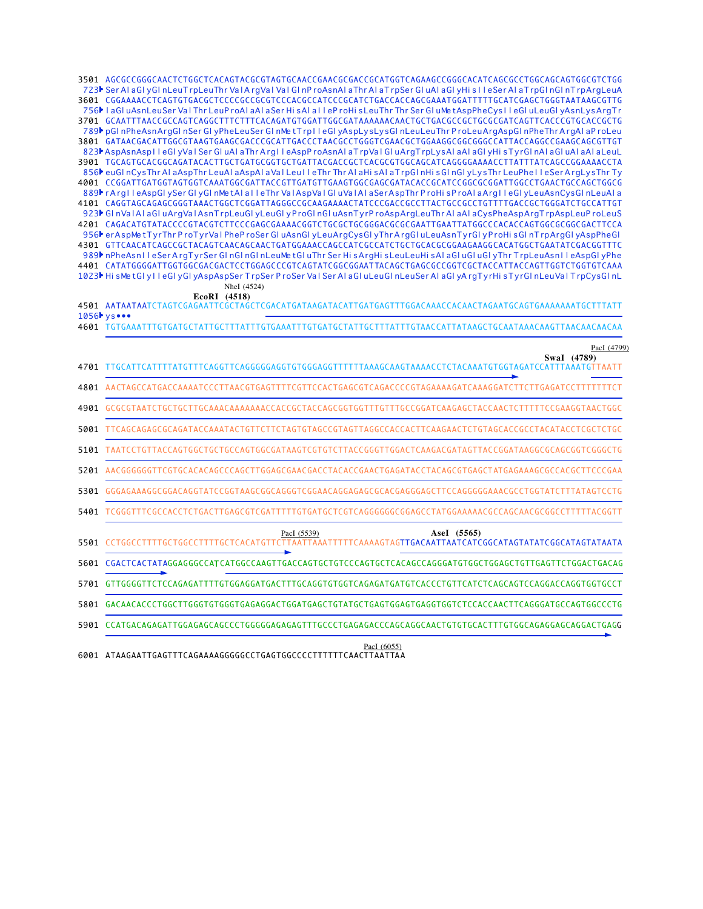```
3501  AGCGCCGGGCAACTCTGGCTCACAGTACGCGTAGTGCAACCGAACGCGACCGCATGGTCAGAAGCCGGGCACATCAGCGCCTGGCAGCAGTGGCGTCTGG
 723▸ SerAlaGlyGlnLeuTrpLeuThrValArgValValGlnProAsnAlaThrAlaTrpSerGluAlaGlyHisIleSerAlaTrpGlnGlnTrpArgLeuA
3601  CGGAAAACCTCAGTGTGACGCTCCCCGCCGCGTCCCACGCCATCCCGCATCTGACCACCAGCGAAATGGATTTTTGCATCGAGCTGGGTAATAAGCGTTG
 756▸ laGluAsnLeuSerValThrLeuProAlaAlaSerHisAlaIleProHisLeuThrThrSerGluMetAspPheCysIleGluLeuGlyAsnLysArgTr
3701  GCAATTTAACCGCCAGTCAGGCTTTCTTTCACAGATGTGGATTGGCGATAAAAAACAACTGCTGACGCCGCTGCGCGATCAGTTCACCCGTGCACCGCTG
 789▸ pGlnPheAsnArgGlnSerGlyPheLeuSerGlnMetTrpIleGlyAspLysLysGlnLeuLeuThrProLeuArgAspGlnPheThrArgAlaProLeu
3801  GATAACGACATTGGCGTAAGTGAAGCGACCCGCATTGACCCTAACGCCTGGGTCGAACGCTGGAAGGCGGCGGGCCATTACCAGGCCGAAGCAGCGTTGT
 823▸ AspAsnAspIleGlyValSerGluAlaThrArgIleAspProAsnAlaTrpValGluArgTrpLysAlaAlaGlyHisTyrGlnAlaGluAlaAlaLeuL
3901  TGCAGTGCACGGCAGATACACTTGCTGATGCGGTGCTGATTACGACCGCTCACGCGTGGCAGCATCAGGGGAAAACCTTATTTATCAGCCGGAAAACCTA
 856▸ euGlnCysThrAlaAspThrLeuAlaAspAlaValLeuIleThrThrAlaHisAlaTrpGlnHisGlnGlyLysThrLeuPheIleSerArgLysThrTy
4001  CCGGATTGATGGTAGTGGTCAAATGGCGATTACCGTTGATGTTGAAGTGGCGAGCGATACACCGCATCCGGCGCGGATTGGCCTGAACTGCCAGCTGGCG
 889▸ rArgIleAspGlySerGlyGlnMetAlaIleThrValAspValGluValAlaSerAspThrProHisProAlaArgIleGlyLeuAsnCysGlnLeuAla
4101  CAGGTAGCAGAGCGGGTAAACTGGCTCGGATTAGGGCCGCAAGAAAACTATCCCGACCGCCTTACTGCCGCCTGTTTTGACCGCTGGGATCTGCCATTGT
 923▸ GlnValAlaGluArgValAsnTrpLeuGlyLeuGlyProGlnGluAsnTyrProAspArgLeuThrAlaAlaCysPheAspArgTrpAspLeuProLeuS
4201  CAGACATGTATACCCCGTACGTCTTCCCGAGCGAAAACGGTCTGCGCTGCGGGACGCGCGAATTGAATTATGGCCCACACCAGTGGCGCGGCGACTTCCA
 956▸ erAspMetTyrThrProTyrValPheProSerGluAsnGlyLeuArgCysGlyThrArgGluLeuAsnTyrGlyProHisGlnTrpArgGlyAspPheGl
4301  GTTCAACATCAGCCGCTACAGTCAACAGCAACTGATGGAAACCAGCCATCGCCATCTGCTGCACGCGGAAGAAGGCACATGGCTGAATATCGACGGTTTC
 989▸ nPheAsnIleSerArgTyrSerGlnGlnGlnLeuMetGluThrSerHisArgHisLeuLeuHisAlaGluGluGlyThrTrpLeuAsnIleAspGlyPhe
4401  CATATGGGGATTGGTGGCGACGACTCCTGGAGCCCGTCAGTATCGGCGGAATTACAGCTGAGCGCCGGTCGCTACCATTACCAGTTGGTCTGGTGTCAAA
1023▸ HisMetGlyIleGlyGlyAspAspSerTrpSerProSerValSerAlaGluLeuGlnLeuSerAlaGlyArgTyrHisTyrGlnLeuValTrpCysGlnL
                                   NheI (4524)
                            EcoRI  (4518)
4501  AATAATAATCTAGTCGAGAATTCGCTAGCTCGACATGATAAGATACATTGATGAGTTTGGACAAACCACAACTAGAATGCAGTGAAAAAAATGCTTTATT
1056▸ ys•••
4601  TGTGAAATTTGTGATGCTATTGCTTTATTTGTGAAATTTGTGATGCTATTGCTTTATTTGTAACCATTATAAGCTGCAATAAACAAGTTAACAACAACAA
                                                                                          PacI (4799)
                                                                                      SwaI  (4789)
4701  TTGCATTCATTTTATGTTTCAGGTTCAGGGGGAGGTGTGGGAGGTTTTTTAAAGCAAGTAAAACCTCTACAAATGTGGTAGATCCATTTAAATGTTAATT
4801  AACTAGCCATGACCAAAATCCCTTAACGTGAGTTTTCGTTCCACTGAGCGTCAGACCCCGTAGAAAAGATCAAAGGATCTTCTTGAGATCCTTTTTTTCT
4901  GCGCGTAATCTGCTGCTTGCAAACAAAAAAACCACCGCTACCAGCGGTGGTTTGTTTGCCGGATCAAGAGCTACCAACTCTTTTTCCGAAGGTAACTGGC
5001  TTCAGCAGAGCGCAGATACCAAATACTGTTCTTCTAGTGTAGCCGTAGTTAGGCCACCACTTCAAGAACTCTGTAGCACCGCCTACATACCTCGCTCTGC
5101  TAATCCTGTTACCAGTGGCTGCTGCCAGTGGCGATAAGTCGTGTCTTACCGGGTTGGACTCAAGACGATAGTTACCGGATAAGGCGCAGCGGTCGGGCTG
5201  AACGGGGGGTTCGTGCACACAGCCCAGCTTGGAGCGAACGACCTACACCGAACTGAGATACCTACAGCGTGAGCTATGAGAAAGCGCCACGCTTCCCGAA
5301  GGGAGAAAGGCGGACAGGTATCCGGTAAGCGGCAGGGTCGGAACAGGAGAGCGCACGAGGGAGCTTCCAGGGGGAAACGCCTGGTATCTTTATAGTCCTG
5401  TCGGGTTTCGCCACCTCTGACTTGAGCGTCGATTTTTGTGATGCTCGTCAGGGGGGCGGAGCCTATGGAAAAACGCCAGCAACGCGGCCTTTTTACGGTT
                                            PacI (5539)                  AseI  (5565)
5501  CCTGGCCTTTTGCTGGCCTTTTGCTCACATGTTCTTAATTAAATTTTTCAAAAGTAGTTGACAATTAATCATCGGCATAGTATATCGGCATAGTATAATA
5601  CGACTCACTATAGGAGGGCCATCATGGCCAAGTTGACCAGTGCTGTCCCAGTGCTCACAGCCAGGGATGTGGCTGGAGCTGTTGAGTTCTGGACTGACAG
5701  GTTGGGGTTCTCCAGAGATTTTGTGGAGGATGACTTTGCAGGTGTGGTCAGAGATGATGTCACCCTGTTCATCTCAGCAGTCCAGGACCAGGTGGTGCCT
5801  GACAACACCCTGGCTTGGGTGTGGGTGAGAGGACTGGATGAGCTGTATGCTGAGTGGAGTGAGGTGGTCTCCACCAACTTCAGGGATGCCAGTGGCCCTG
5901  CCATGACAGAGATTGGAGAGCAGCCCTGGGGGAGAGAGTTTGCCCTGAGAGACCCAGCAGGCAACTGTGTGCACTTTGTGGCAGAGGAGCAGGACTGAGG
                                                    PacI (6055)
6001  ATAAGAATTGAGTTTCAGAAAAGGGGGCCTGAGTGGCCCCTTTTTTCAACTTAATTAA
```